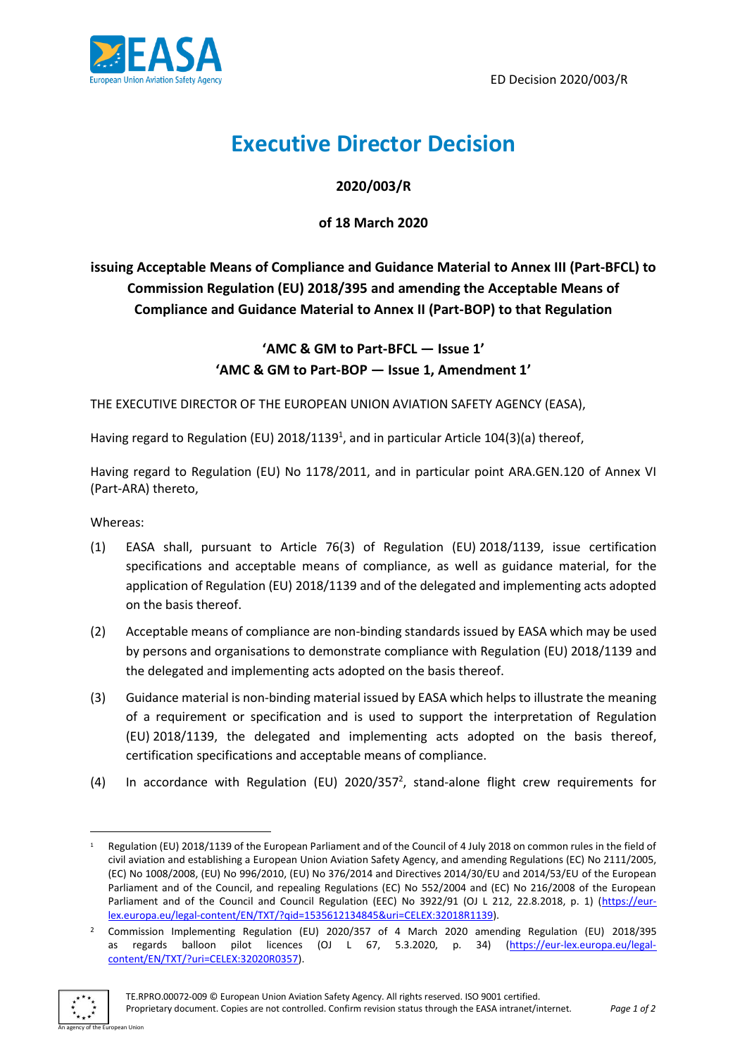ED Decision 2020/003/R

# Executive Director Decision

**2020/003/R**

**of 18 March 2020**

**issuing Acceptable Means of Compliance and Guidance Material to Annex III (Part-BFCL) to Commission Regulation (EU) 2018/395 and amending the Acceptable Means of Compliance and Guidance Material to Annex II (Part-BOP) to that Regulation**

**'AMC & GM to Part-BFCL — Issue 1'**
**'AMC & GM to Part-BOP — Issue 1, Amendment 1'**

THE EXECUTIVE DIRECTOR OF THE EUROPEAN UNION AVIATION SAFETY AGENCY (EASA),

Having regard to Regulation (EU) 2018/1139[1], and in particular Article 104(3)(a) thereof,

Having regard to Regulation (EU) No 1178/2011, and in particular point ARA.GEN.120 of Annex VI (Part-ARA) thereto,

Whereas:

(1) EASA shall, pursuant to Article 76(3) of Regulation (EU) 2018/1139, issue certification specifications and acceptable means of compliance, as well as guidance material, for the application of Regulation (EU) 2018/1139 and of the delegated and implementing acts adopted on the basis thereof.

(2) Acceptable means of compliance are non-binding standards issued by EASA which may be used by persons and organisations to demonstrate compliance with Regulation (EU) 2018/1139 and the delegated and implementing acts adopted on the basis thereof.

(3) Guidance material is non-binding material issued by EASA which helps to illustrate the meaning of a requirement or specification and is used to support the interpretation of Regulation (EU) 2018/1139, the delegated and implementing acts adopted on the basis thereof, certification specifications and acceptable means of compliance.

(4) In accordance with Regulation (EU) 2020/357[2], stand-alone flight crew requirements for

---

[1] Regulation (EU) 2018/1139 of the European Parliament and of the Council of 4 July 2018 on common rules in the field of civil aviation and establishing a European Union Aviation Safety Agency, and amending Regulations (EC) No 2111/2005, (EC) No 1008/2008, (EU) No 996/2010, (EU) No 376/2014 and Directives 2014/30/EU and 2014/53/EU of the European Parliament and of the Council, and repealing Regulations (EC) No 552/2004 and (EC) No 216/2008 of the European Parliament and of the Council and Council Regulation (EEC) No 3922/91 (OJ L 212, 22.8.2018, p. 1) (https://eur-lex.europa.eu/legal-content/EN/TXT/?qid=1535612134845&uri=CELEX:32018R1139).

[2] Commission Implementing Regulation (EU) 2020/357 of 4 March 2020 amending Regulation (EU) 2018/395 as regards balloon pilot licences (OJ L 67, 5.3.2020, p. 34) (https://eur-lex.europa.eu/legal-content/EN/TXT/?uri=CELEX:32020R0357).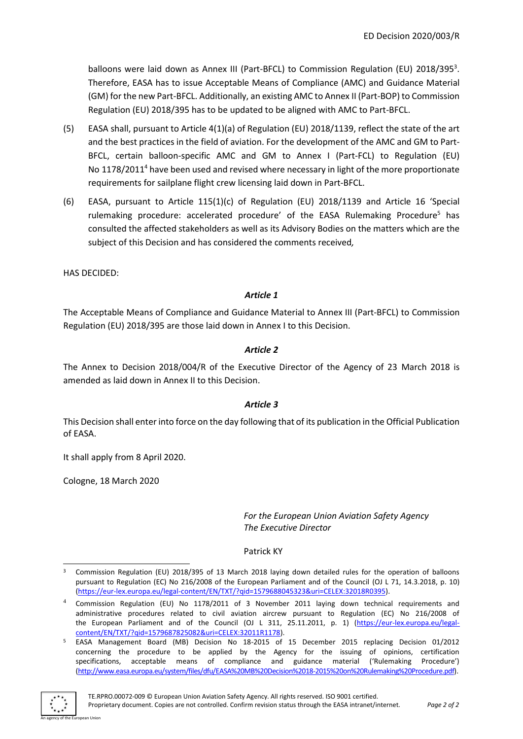balloons were laid down as Annex III (Part-BFCL) to Commission Regulation (EU) 2018/395[3]. Therefore, EASA has to issue Acceptable Means of Compliance (AMC) and Guidance Material (GM) for the new Part-BFCL. Additionally, an existing AMC to Annex II (Part-BOP) to Commission Regulation (EU) 2018/395 has to be updated to be aligned with AMC to Part-BFCL.

(5) EASA shall, pursuant to Article 4(1)(a) of Regulation (EU) 2018/1139, reflect the state of the art and the best practices in the field of aviation. For the development of the AMC and GM to Part-BFCL, certain balloon-specific AMC and GM to Annex I (Part-FCL) to Regulation (EU) No 1178/2011[4] have been used and revised where necessary in light of the more proportionate requirements for sailplane flight crew licensing laid down in Part-BFCL.

(6) EASA, pursuant to Article 115(1)(c) of Regulation (EU) 2018/1139 and Article 16 'Special rulemaking procedure: accelerated procedure' of the EASA Rulemaking Procedure[5] has consulted the affected stakeholders as well as its Advisory Bodies on the matters which are the subject of this Decision and has considered the comments received*,*

HAS DECIDED:

### *Article 1*

The Acceptable Means of Compliance and Guidance Material to Annex III (Part-BFCL) to Commission Regulation (EU) 2018/395 are those laid down in Annex I to this Decision.

### *Article 2*

The Annex to Decision 2018/004/R of the Executive Director of the Agency of 23 March 2018 is amended as laid down in Annex II to this Decision.

### *Article 3*

This Decision shall enter into force on the day following that of its publication in the Official Publication of EASA.

It shall apply from 8 April 2020.

Cologne, 18 March 2020

*For the European Union Aviation Safety Agency*
*The Executive Director*

Patrick KY

---

[3] Commission Regulation (EU) 2018/395 of 13 March 2018 laying down detailed rules for the operation of balloons pursuant to Regulation (EC) No 216/2008 of the European Parliament and of the Council (OJ L 71, 14.3.2018, p. 10) (https://eur-lex.europa.eu/legal-content/EN/TXT/?qid=1579688045323&uri=CELEX:32018R0395).

[4] Commission Regulation (EU) No 1178/2011 of 3 November 2011 laying down technical requirements and administrative procedures related to civil aviation aircrew pursuant to Regulation (EC) No 216/2008 of the European Parliament and of the Council (OJ L 311, 25.11.2011, p. 1) (https://eur-lex.europa.eu/legal-content/EN/TXT/?qid=1579687825082&uri=CELEX:32011R1178).

[5] EASA Management Board (MB) Decision No 18-2015 of 15 December 2015 replacing Decision 01/2012 concerning the procedure to be applied by the Agency for the issuing of opinions, certification specifications, acceptable means of compliance and guidance material ('Rulemaking Procedure') (http://www.easa.europa.eu/system/files/dfu/EASA%20MB%20Decision%2018-2015%20on%20Rulemaking%20Procedure.pdf).